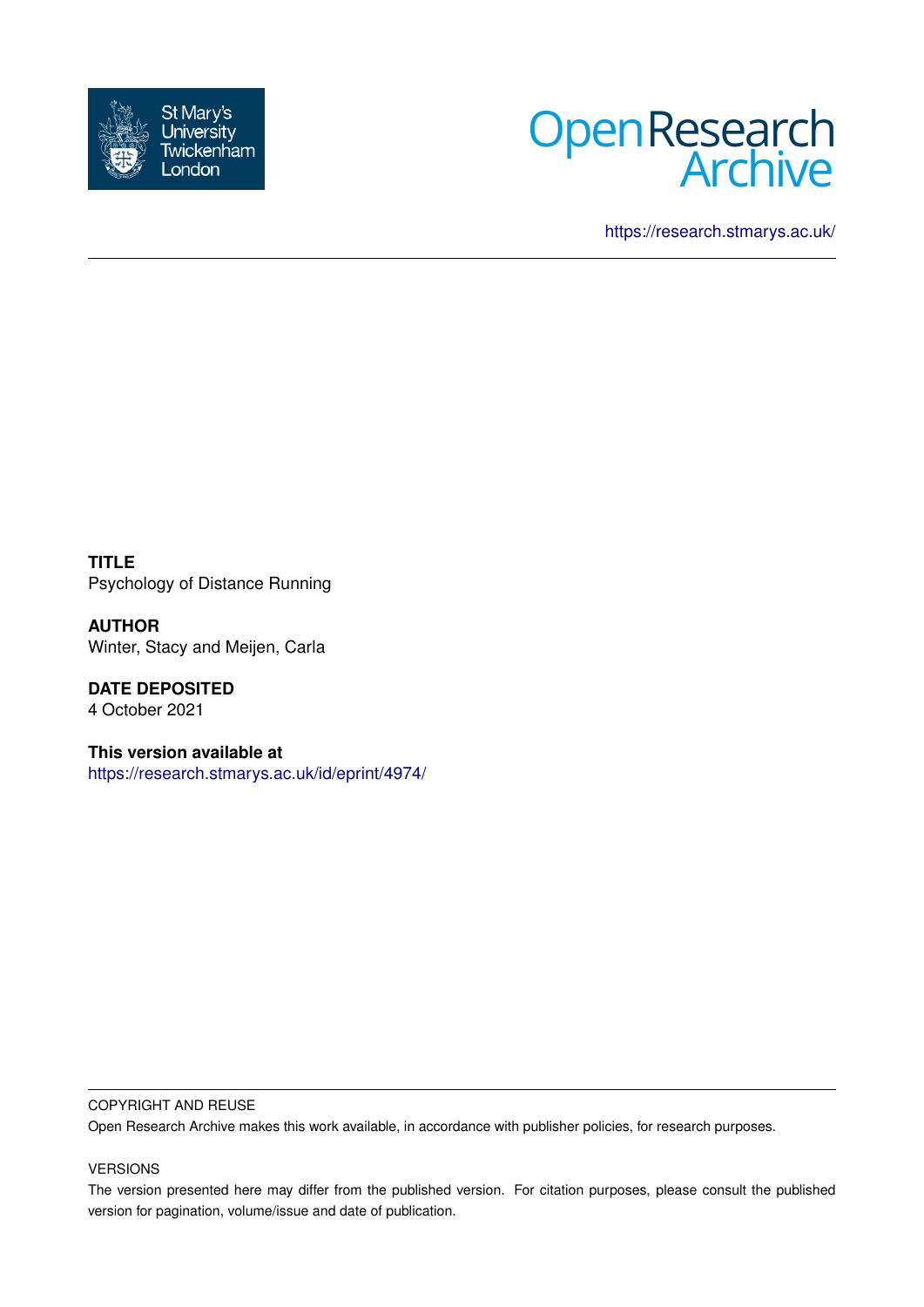St Mary's University Twickenham London

Open Research Archive

https://research.stmarys.ac.uk/

**TITLE**
Psychology of Distance Running

**AUTHOR**
Winter, Stacy and Meijen, Carla

**DATE DEPOSITED**
4 October 2021

**This version available at**
https://research.stmarys.ac.uk/id/eprint/4974/

COPYRIGHT AND REUSE

Open Research Archive makes this work available, in accordance with publisher policies, for research purposes.

VERSIONS

The version presented here may differ from the published version. For citation purposes, please consult the published version for pagination, volume/issue and date of publication.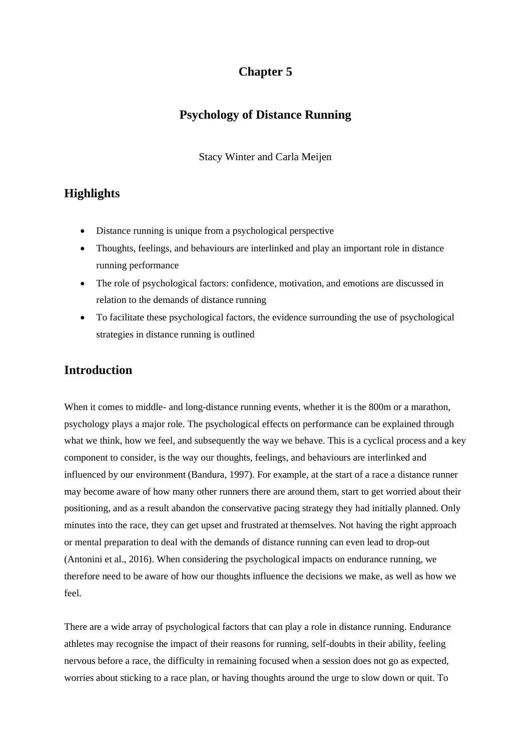# Chapter 5

## Psychology of Distance Running

Stacy Winter and Carla Meijen

## Highlights

- Distance running is unique from a psychological perspective
- Thoughts, feelings, and behaviours are interlinked and play an important role in distance running performance
- The role of psychological factors: confidence, motivation, and emotions are discussed in relation to the demands of distance running
- To facilitate these psychological factors, the evidence surrounding the use of psychological strategies in distance running is outlined

## Introduction

When it comes to middle- and long-distance running events, whether it is the 800m or a marathon, psychology plays a major role. The psychological effects on performance can be explained through what we think, how we feel, and subsequently the way we behave. This is a cyclical process and a key component to consider, is the way our thoughts, feelings, and behaviours are interlinked and influenced by our environment (Bandura, 1997). For example, at the start of a race a distance runner may become aware of how many other runners there are around them, start to get worried about their positioning, and as a result abandon the conservative pacing strategy they had initially planned. Only minutes into the race, they can get upset and frustrated at themselves. Not having the right approach or mental preparation to deal with the demands of distance running can even lead to drop-out (Antonini et al., 2016). When considering the psychological impacts on endurance running, we therefore need to be aware of how our thoughts influence the decisions we make, as well as how we feel.

There are a wide array of psychological factors that can play a role in distance running. Endurance athletes may recognise the impact of their reasons for running, self-doubts in their ability, feeling nervous before a race, the difficulty in remaining focused when a session does not go as expected, worries about sticking to a race plan, or having thoughts around the urge to slow down or quit. To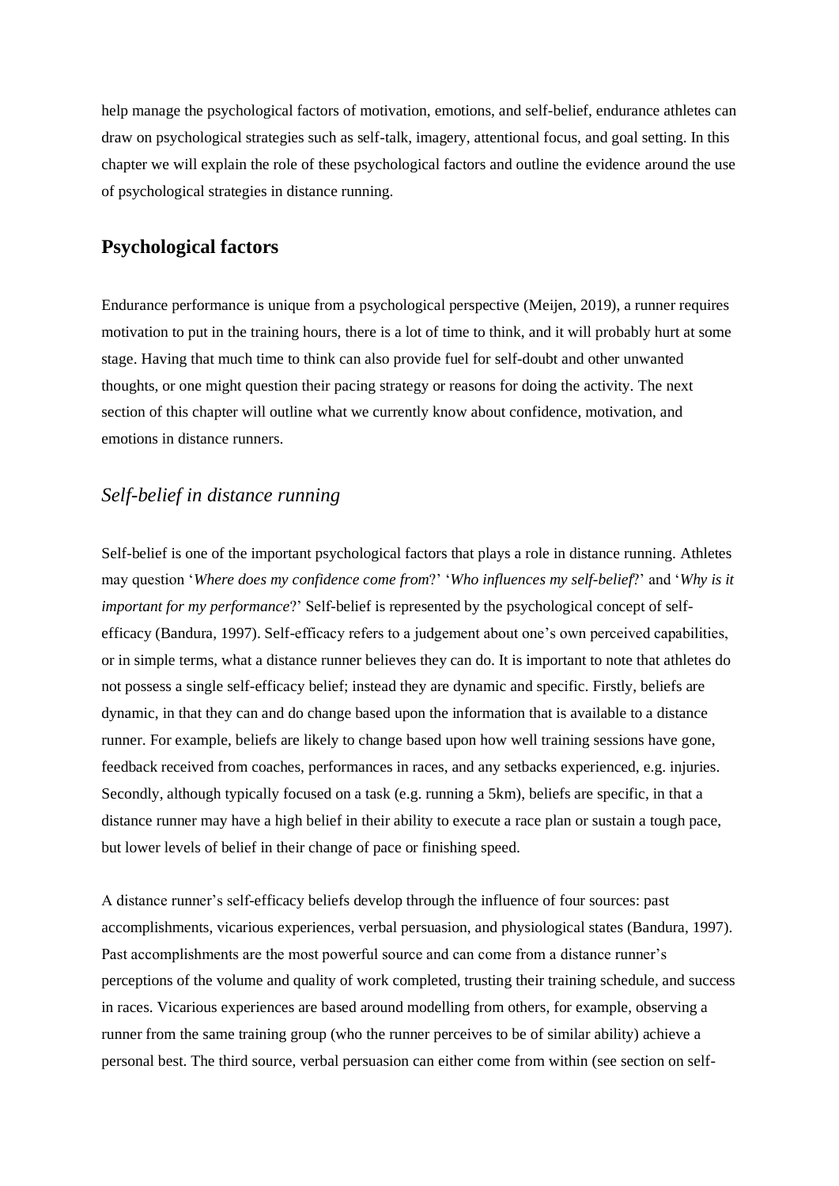help manage the psychological factors of motivation, emotions, and self-belief, endurance athletes can draw on psychological strategies such as self-talk, imagery, attentional focus, and goal setting. In this chapter we will explain the role of these psychological factors and outline the evidence around the use of psychological strategies in distance running.

## Psychological factors

Endurance performance is unique from a psychological perspective (Meijen, 2019), a runner requires motivation to put in the training hours, there is a lot of time to think, and it will probably hurt at some stage. Having that much time to think can also provide fuel for self-doubt and other unwanted thoughts, or one might question their pacing strategy or reasons for doing the activity. The next section of this chapter will outline what we currently know about confidence, motivation, and emotions in distance runners.

### *Self-belief in distance running*

Self-belief is one of the important psychological factors that plays a role in distance running. Athletes may question '*Where does my confidence come from*?' '*Who influences my self-belief*?' and '*Why is it important for my performance*?' Self-belief is represented by the psychological concept of self-efficacy (Bandura, 1997). Self-efficacy refers to a judgement about one's own perceived capabilities, or in simple terms, what a distance runner believes they can do. It is important to note that athletes do not possess a single self-efficacy belief; instead they are dynamic and specific. Firstly, beliefs are dynamic, in that they can and do change based upon the information that is available to a distance runner. For example, beliefs are likely to change based upon how well training sessions have gone, feedback received from coaches, performances in races, and any setbacks experienced, e.g. injuries. Secondly, although typically focused on a task (e.g. running a 5km), beliefs are specific, in that a distance runner may have a high belief in their ability to execute a race plan or sustain a tough pace, but lower levels of belief in their change of pace or finishing speed.

A distance runner's self-efficacy beliefs develop through the influence of four sources: past accomplishments, vicarious experiences, verbal persuasion, and physiological states (Bandura, 1997). Past accomplishments are the most powerful source and can come from a distance runner's perceptions of the volume and quality of work completed, trusting their training schedule, and success in races. Vicarious experiences are based around modelling from others, for example, observing a runner from the same training group (who the runner perceives to be of similar ability) achieve a personal best. The third source, verbal persuasion can either come from within (see section on self-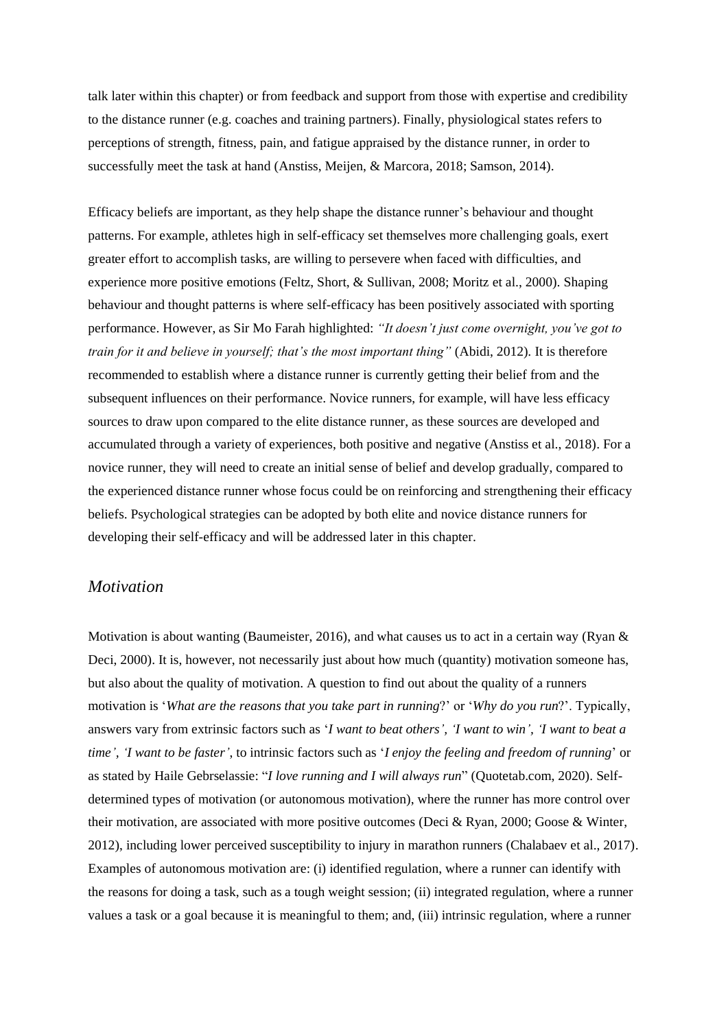talk later within this chapter) or from feedback and support from those with expertise and credibility to the distance runner (e.g. coaches and training partners). Finally, physiological states refers to perceptions of strength, fitness, pain, and fatigue appraised by the distance runner, in order to successfully meet the task at hand (Anstiss, Meijen, & Marcora, 2018; Samson, 2014).

Efficacy beliefs are important, as they help shape the distance runner's behaviour and thought patterns. For example, athletes high in self-efficacy set themselves more challenging goals, exert greater effort to accomplish tasks, are willing to persevere when faced with difficulties, and experience more positive emotions (Feltz, Short, & Sullivan, 2008; Moritz et al., 2000). Shaping behaviour and thought patterns is where self-efficacy has been positively associated with sporting performance. However, as Sir Mo Farah highlighted: *"It doesn't just come overnight, you've got to train for it and believe in yourself; that's the most important thing"* (Abidi, 2012). It is therefore recommended to establish where a distance runner is currently getting their belief from and the subsequent influences on their performance. Novice runners, for example, will have less efficacy sources to draw upon compared to the elite distance runner, as these sources are developed and accumulated through a variety of experiences, both positive and negative (Anstiss et al., 2018). For a novice runner, they will need to create an initial sense of belief and develop gradually, compared to the experienced distance runner whose focus could be on reinforcing and strengthening their efficacy beliefs. Psychological strategies can be adopted by both elite and novice distance runners for developing their self-efficacy and will be addressed later in this chapter.

## *Motivation*

Motivation is about wanting (Baumeister, 2016), and what causes us to act in a certain way (Ryan & Deci, 2000). It is, however, not necessarily just about how much (quantity) motivation someone has, but also about the quality of motivation. A question to find out about the quality of a runners motivation is '*What are the reasons that you take part in running*?' or '*Why do you run*?'. Typically, answers vary from extrinsic factors such as '*I want to beat others', 'I want to win', 'I want to beat a time', 'I want to be faster'*, to intrinsic factors such as '*I enjoy the feeling and freedom of running*' or as stated by Haile Gebrselassie: "*I love running and I will always run*" (Quotetab.com, 2020). Self-determined types of motivation (or autonomous motivation), where the runner has more control over their motivation, are associated with more positive outcomes (Deci & Ryan, 2000; Goose & Winter, 2012), including lower perceived susceptibility to injury in marathon runners (Chalabaev et al., 2017). Examples of autonomous motivation are: (i) identified regulation, where a runner can identify with the reasons for doing a task, such as a tough weight session; (ii) integrated regulation, where a runner values a task or a goal because it is meaningful to them; and, (iii) intrinsic regulation, where a runner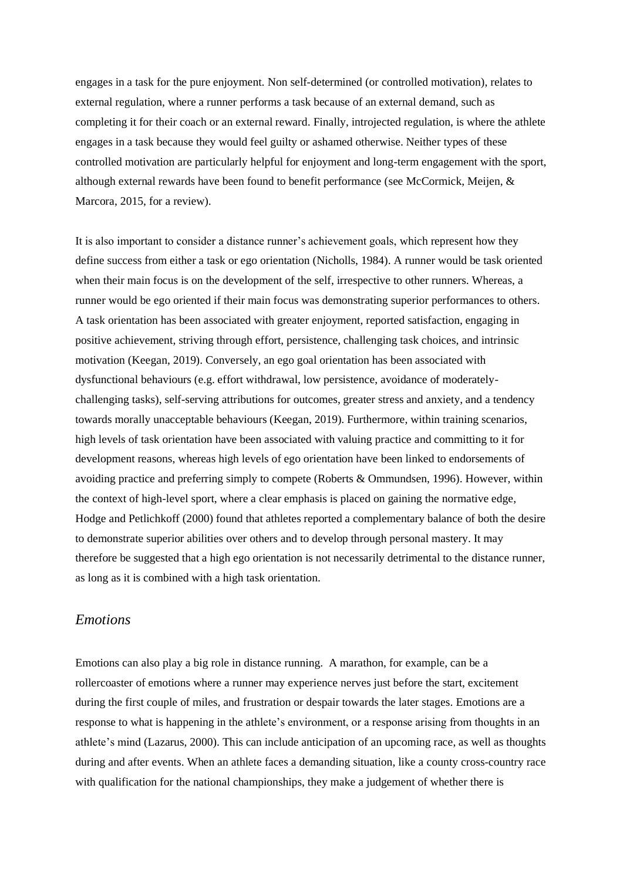engages in a task for the pure enjoyment. Non self-determined (or controlled motivation), relates to external regulation, where a runner performs a task because of an external demand, such as completing it for their coach or an external reward. Finally, introjected regulation, is where the athlete engages in a task because they would feel guilty or ashamed otherwise. Neither types of these controlled motivation are particularly helpful for enjoyment and long-term engagement with the sport, although external rewards have been found to benefit performance (see McCormick, Meijen, & Marcora, 2015, for a review).

It is also important to consider a distance runner's achievement goals, which represent how they define success from either a task or ego orientation (Nicholls, 1984). A runner would be task oriented when their main focus is on the development of the self, irrespective to other runners. Whereas, a runner would be ego oriented if their main focus was demonstrating superior performances to others. A task orientation has been associated with greater enjoyment, reported satisfaction, engaging in positive achievement, striving through effort, persistence, challenging task choices, and intrinsic motivation (Keegan, 2019). Conversely, an ego goal orientation has been associated with dysfunctional behaviours (e.g. effort withdrawal, low persistence, avoidance of moderately-challenging tasks), self-serving attributions for outcomes, greater stress and anxiety, and a tendency towards morally unacceptable behaviours (Keegan, 2019). Furthermore, within training scenarios, high levels of task orientation have been associated with valuing practice and committing to it for development reasons, whereas high levels of ego orientation have been linked to endorsements of avoiding practice and preferring simply to compete (Roberts & Ommundsen, 1996). However, within the context of high-level sport, where a clear emphasis is placed on gaining the normative edge, Hodge and Petlichkoff (2000) found that athletes reported a complementary balance of both the desire to demonstrate superior abilities over others and to develop through personal mastery. It may therefore be suggested that a high ego orientation is not necessarily detrimental to the distance runner, as long as it is combined with a high task orientation.

## *Emotions*

Emotions can also play a big role in distance running. A marathon, for example, can be a rollercoaster of emotions where a runner may experience nerves just before the start, excitement during the first couple of miles, and frustration or despair towards the later stages. Emotions are a response to what is happening in the athlete's environment, or a response arising from thoughts in an athlete's mind (Lazarus, 2000). This can include anticipation of an upcoming race, as well as thoughts during and after events. When an athlete faces a demanding situation, like a county cross-country race with qualification for the national championships, they make a judgement of whether there is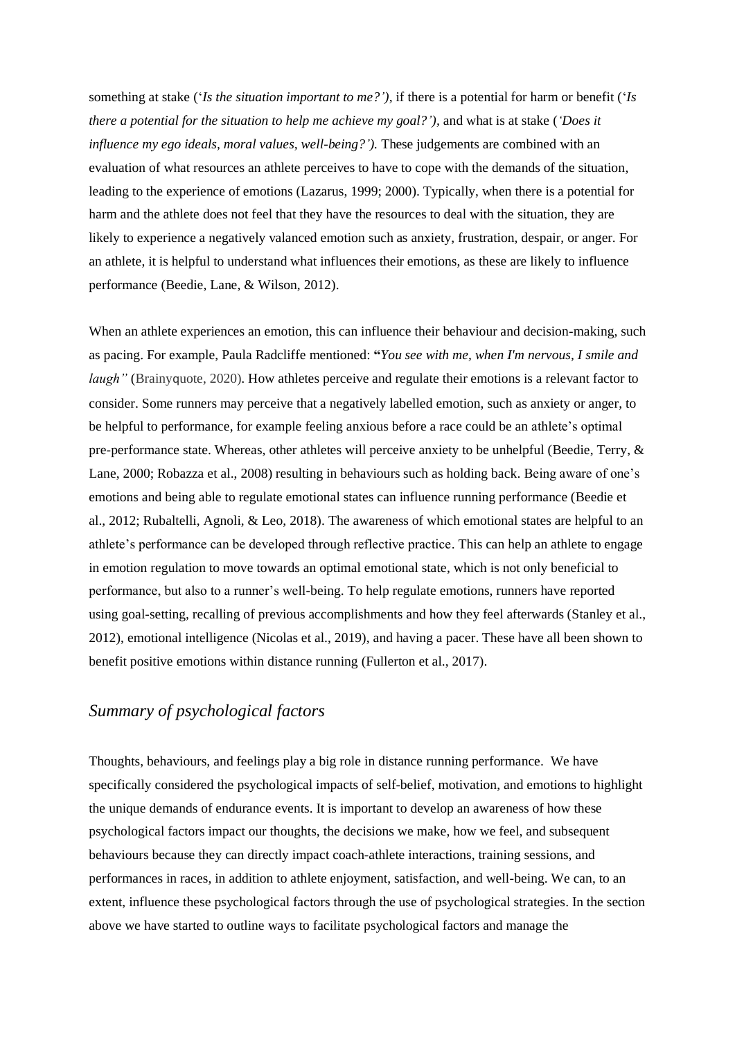something at stake (*'Is the situation important to me?')*, if there is a potential for harm or benefit (*'Is there a potential for the situation to help me achieve my goal?')*, and what is at stake (*'Does it influence my ego ideals, moral values, well-being?').* These judgements are combined with an evaluation of what resources an athlete perceives to have to cope with the demands of the situation, leading to the experience of emotions (Lazarus, 1999; 2000). Typically, when there is a potential for harm and the athlete does not feel that they have the resources to deal with the situation, they are likely to experience a negatively valanced emotion such as anxiety, frustration, despair, or anger. For an athlete, it is helpful to understand what influences their emotions, as these are likely to influence performance (Beedie, Lane, & Wilson, 2012).

When an athlete experiences an emotion, this can influence their behaviour and decision-making, such as pacing. For example, Paula Radcliffe mentioned: **"***You see with me, when I'm nervous, I smile and laugh"* (Brainyquote, 2020). How athletes perceive and regulate their emotions is a relevant factor to consider. Some runners may perceive that a negatively labelled emotion, such as anxiety or anger, to be helpful to performance, for example feeling anxious before a race could be an athlete's optimal pre-performance state. Whereas, other athletes will perceive anxiety to be unhelpful (Beedie, Terry, & Lane, 2000; Robazza et al., 2008) resulting in behaviours such as holding back. Being aware of one's emotions and being able to regulate emotional states can influence running performance (Beedie et al., 2012; Rubaltelli, Agnoli, & Leo, 2018). The awareness of which emotional states are helpful to an athlete's performance can be developed through reflective practice. This can help an athlete to engage in emotion regulation to move towards an optimal emotional state, which is not only beneficial to performance, but also to a runner's well-being. To help regulate emotions, runners have reported using goal-setting, recalling of previous accomplishments and how they feel afterwards (Stanley et al., 2012), emotional intelligence (Nicolas et al., 2019), and having a pacer. These have all been shown to benefit positive emotions within distance running (Fullerton et al., 2017).

## *Summary of psychological factors*

Thoughts, behaviours, and feelings play a big role in distance running performance. We have specifically considered the psychological impacts of self-belief, motivation, and emotions to highlight the unique demands of endurance events. It is important to develop an awareness of how these psychological factors impact our thoughts, the decisions we make, how we feel, and subsequent behaviours because they can directly impact coach-athlete interactions, training sessions, and performances in races, in addition to athlete enjoyment, satisfaction, and well-being. We can, to an extent, influence these psychological factors through the use of psychological strategies. In the section above we have started to outline ways to facilitate psychological factors and manage the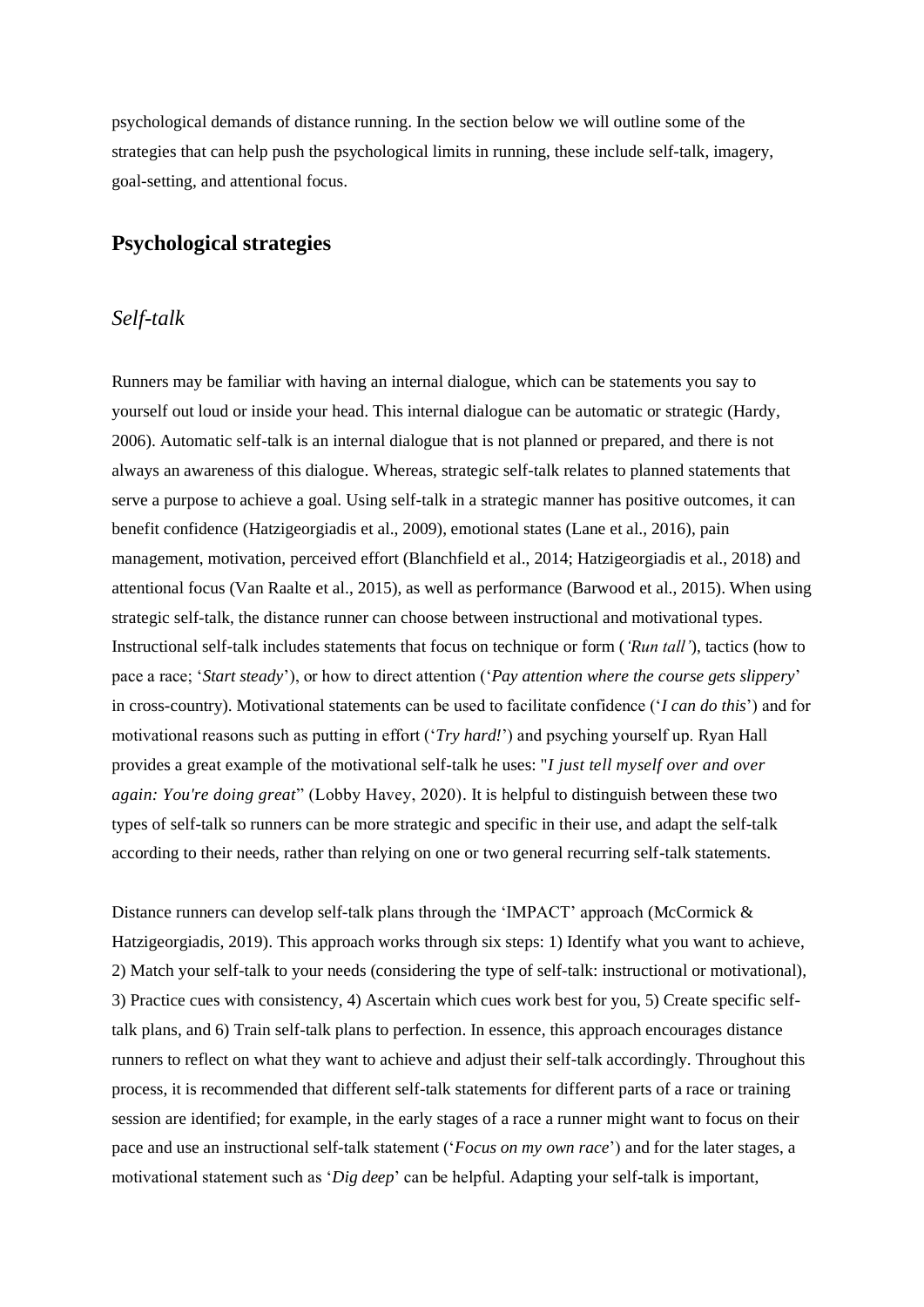psychological demands of distance running. In the section below we will outline some of the strategies that can help push the psychological limits in running, these include self-talk, imagery, goal-setting, and attentional focus.

## Psychological strategies

### *Self-talk*

Runners may be familiar with having an internal dialogue, which can be statements you say to yourself out loud or inside your head. This internal dialogue can be automatic or strategic (Hardy, 2006). Automatic self-talk is an internal dialogue that is not planned or prepared, and there is not always an awareness of this dialogue. Whereas, strategic self-talk relates to planned statements that serve a purpose to achieve a goal. Using self-talk in a strategic manner has positive outcomes, it can benefit confidence (Hatzigeorgiadis et al., 2009), emotional states (Lane et al., 2016), pain management, motivation, perceived effort (Blanchfield et al., 2014; Hatzigeorgiadis et al., 2018) and attentional focus (Van Raalte et al., 2015), as well as performance (Barwood et al., 2015). When using strategic self-talk, the distance runner can choose between instructional and motivational types. Instructional self-talk includes statements that focus on technique or form (*'Run tall'*), tactics (how to pace a race; '*Start steady*'), or how to direct attention ('*Pay attention where the course gets slippery*' in cross-country). Motivational statements can be used to facilitate confidence ('*I can do this*') and for motivational reasons such as putting in effort ('*Try hard!*') and psyching yourself up. Ryan Hall provides a great example of the motivational self-talk he uses: "*I just tell myself over and over again: You're doing great*" (Lobby Havey, 2020). It is helpful to distinguish between these two types of self-talk so runners can be more strategic and specific in their use, and adapt the self-talk according to their needs, rather than relying on one or two general recurring self-talk statements.

Distance runners can develop self-talk plans through the 'IMPACT' approach (McCormick & Hatzigeorgiadis, 2019). This approach works through six steps: 1) Identify what you want to achieve, 2) Match your self-talk to your needs (considering the type of self-talk: instructional or motivational), 3) Practice cues with consistency, 4) Ascertain which cues work best for you, 5) Create specific self-talk plans, and 6) Train self-talk plans to perfection. In essence, this approach encourages distance runners to reflect on what they want to achieve and adjust their self-talk accordingly. Throughout this process, it is recommended that different self-talk statements for different parts of a race or training session are identified; for example, in the early stages of a race a runner might want to focus on their pace and use an instructional self-talk statement ('*Focus on my own race*') and for the later stages, a motivational statement such as '*Dig deep*' can be helpful. Adapting your self-talk is important,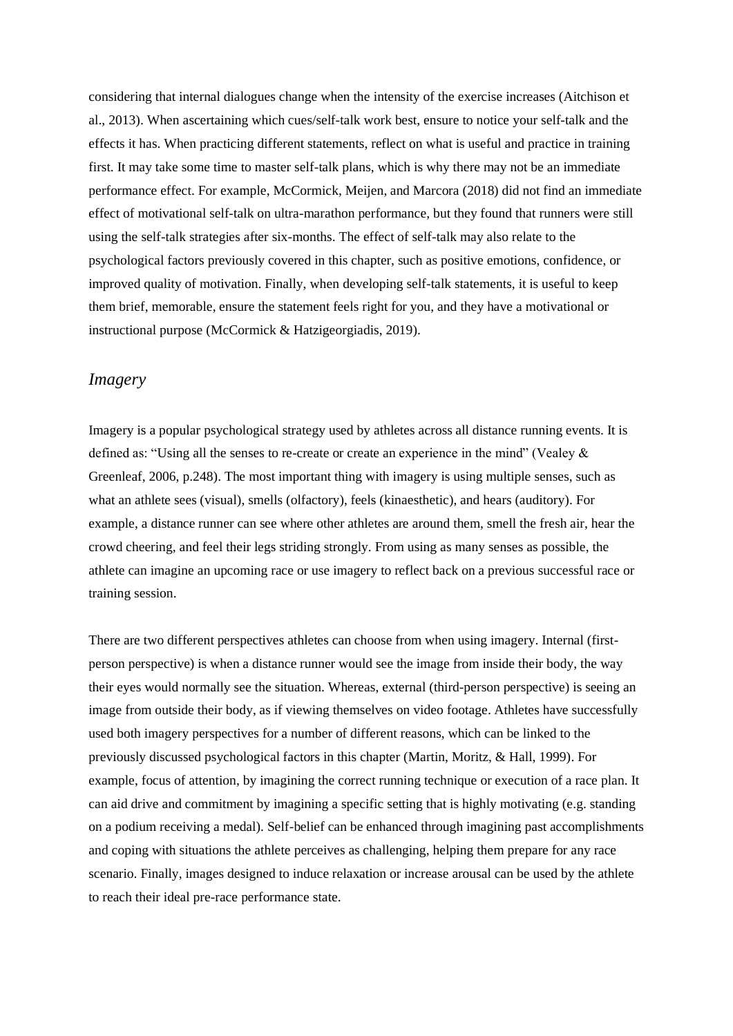considering that internal dialogues change when the intensity of the exercise increases (Aitchison et al., 2013). When ascertaining which cues/self-talk work best, ensure to notice your self-talk and the effects it has. When practicing different statements, reflect on what is useful and practice in training first. It may take some time to master self-talk plans, which is why there may not be an immediate performance effect. For example, McCormick, Meijen, and Marcora (2018) did not find an immediate effect of motivational self-talk on ultra-marathon performance, but they found that runners were still using the self-talk strategies after six-months. The effect of self-talk may also relate to the psychological factors previously covered in this chapter, such as positive emotions, confidence, or improved quality of motivation. Finally, when developing self-talk statements, it is useful to keep them brief, memorable, ensure the statement feels right for you, and they have a motivational or instructional purpose (McCormick & Hatzigeorgiadis, 2019).

## *Imagery*

Imagery is a popular psychological strategy used by athletes across all distance running events. It is defined as: "Using all the senses to re-create or create an experience in the mind" (Vealey & Greenleaf, 2006, p.248). The most important thing with imagery is using multiple senses, such as what an athlete sees (visual), smells (olfactory), feels (kinaesthetic), and hears (auditory). For example, a distance runner can see where other athletes are around them, smell the fresh air, hear the crowd cheering, and feel their legs striding strongly. From using as many senses as possible, the athlete can imagine an upcoming race or use imagery to reflect back on a previous successful race or training session.

There are two different perspectives athletes can choose from when using imagery. Internal (first-person perspective) is when a distance runner would see the image from inside their body, the way their eyes would normally see the situation. Whereas, external (third-person perspective) is seeing an image from outside their body, as if viewing themselves on video footage. Athletes have successfully used both imagery perspectives for a number of different reasons, which can be linked to the previously discussed psychological factors in this chapter (Martin, Moritz, & Hall, 1999). For example, focus of attention, by imagining the correct running technique or execution of a race plan. It can aid drive and commitment by imagining a specific setting that is highly motivating (e.g. standing on a podium receiving a medal). Self-belief can be enhanced through imagining past accomplishments and coping with situations the athlete perceives as challenging, helping them prepare for any race scenario. Finally, images designed to induce relaxation or increase arousal can be used by the athlete to reach their ideal pre-race performance state.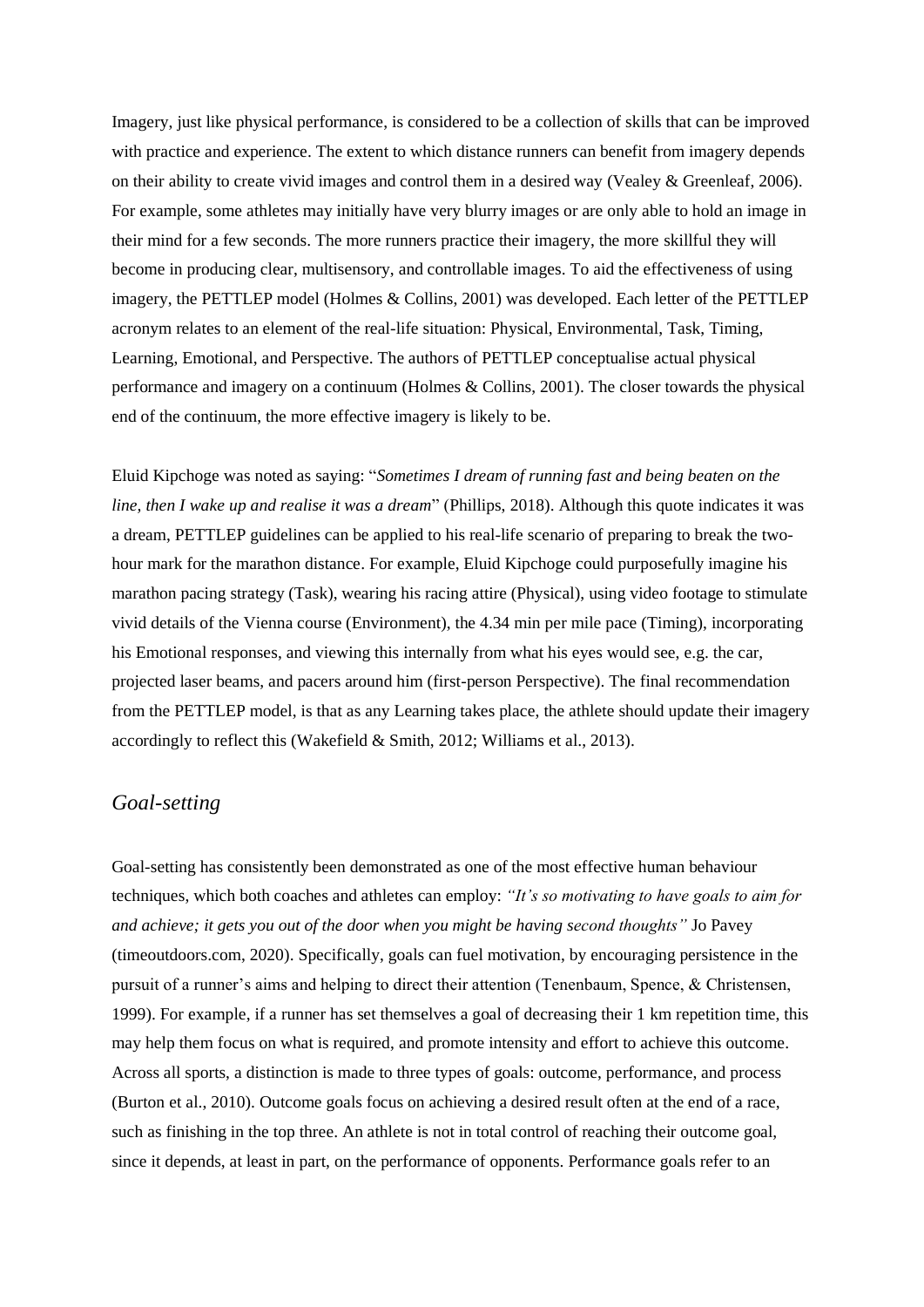Imagery, just like physical performance, is considered to be a collection of skills that can be improved with practice and experience. The extent to which distance runners can benefit from imagery depends on their ability to create vivid images and control them in a desired way (Vealey & Greenleaf, 2006). For example, some athletes may initially have very blurry images or are only able to hold an image in their mind for a few seconds. The more runners practice their imagery, the more skillful they will become in producing clear, multisensory, and controllable images. To aid the effectiveness of using imagery, the PETTLEP model (Holmes & Collins, 2001) was developed. Each letter of the PETTLEP acronym relates to an element of the real-life situation: Physical, Environmental, Task, Timing, Learning, Emotional, and Perspective. The authors of PETTLEP conceptualise actual physical performance and imagery on a continuum (Holmes & Collins, 2001). The closer towards the physical end of the continuum, the more effective imagery is likely to be.

Eluid Kipchoge was noted as saying: "*Sometimes I dream of running fast and being beaten on the line, then I wake up and realise it was a dream*" (Phillips, 2018). Although this quote indicates it was a dream, PETTLEP guidelines can be applied to his real-life scenario of preparing to break the two-hour mark for the marathon distance. For example, Eluid Kipchoge could purposefully imagine his marathon pacing strategy (Task), wearing his racing attire (Physical), using video footage to stimulate vivid details of the Vienna course (Environment), the 4.34 min per mile pace (Timing), incorporating his Emotional responses, and viewing this internally from what his eyes would see, e.g. the car, projected laser beams, and pacers around him (first-person Perspective). The final recommendation from the PETTLEP model, is that as any Learning takes place, the athlete should update their imagery accordingly to reflect this (Wakefield & Smith, 2012; Williams et al., 2013).

## *Goal-setting*

Goal-setting has consistently been demonstrated as one of the most effective human behaviour techniques, which both coaches and athletes can employ: *"It's so motivating to have goals to aim for and achieve; it gets you out of the door when you might be having second thoughts"* Jo Pavey (timeoutdoors.com, 2020). Specifically, goals can fuel motivation, by encouraging persistence in the pursuit of a runner's aims and helping to direct their attention (Tenenbaum, Spence, & Christensen, 1999). For example, if a runner has set themselves a goal of decreasing their 1 km repetition time, this may help them focus on what is required, and promote intensity and effort to achieve this outcome. Across all sports, a distinction is made to three types of goals: outcome, performance, and process (Burton et al., 2010). Outcome goals focus on achieving a desired result often at the end of a race, such as finishing in the top three. An athlete is not in total control of reaching their outcome goal, since it depends, at least in part, on the performance of opponents. Performance goals refer to an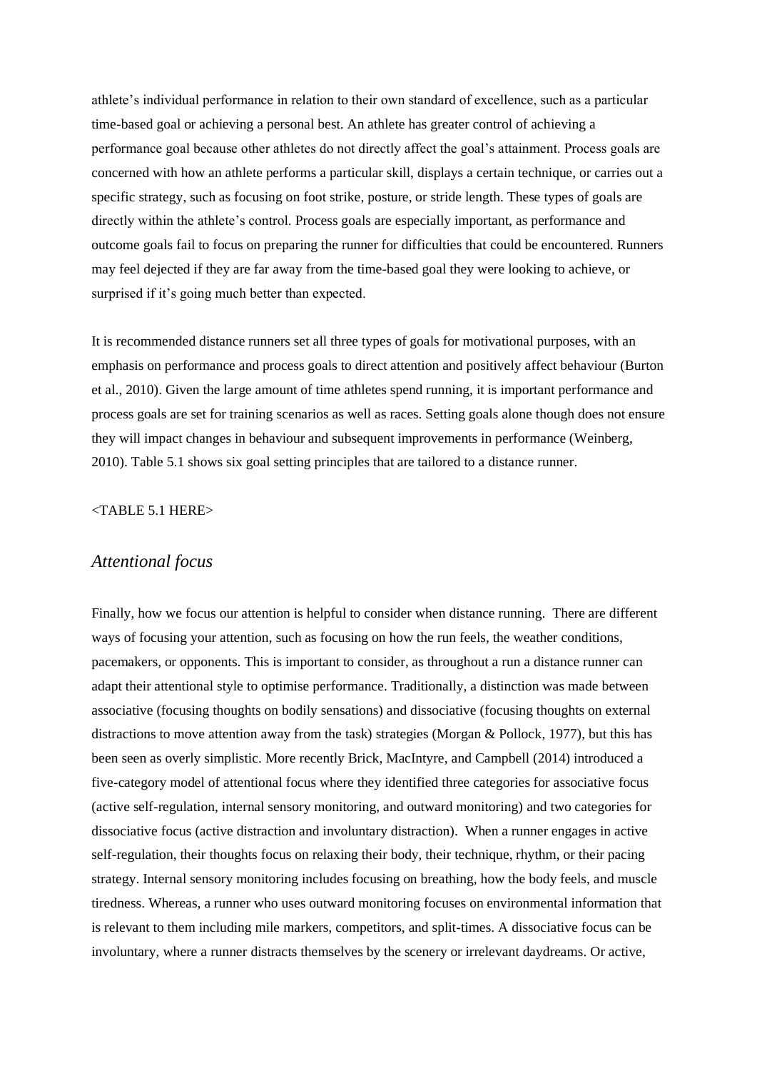athlete's individual performance in relation to their own standard of excellence, such as a particular time-based goal or achieving a personal best. An athlete has greater control of achieving a performance goal because other athletes do not directly affect the goal's attainment. Process goals are concerned with how an athlete performs a particular skill, displays a certain technique, or carries out a specific strategy, such as focusing on foot strike, posture, or stride length. These types of goals are directly within the athlete's control. Process goals are especially important, as performance and outcome goals fail to focus on preparing the runner for difficulties that could be encountered. Runners may feel dejected if they are far away from the time-based goal they were looking to achieve, or surprised if it's going much better than expected.

It is recommended distance runners set all three types of goals for motivational purposes, with an emphasis on performance and process goals to direct attention and positively affect behaviour (Burton et al., 2010). Given the large amount of time athletes spend running, it is important performance and process goals are set for training scenarios as well as races. Setting goals alone though does not ensure they will impact changes in behaviour and subsequent improvements in performance (Weinberg, 2010). Table 5.1 shows six goal setting principles that are tailored to a distance runner.

<TABLE 5.1 HERE>

## *Attentional focus*

Finally, how we focus our attention is helpful to consider when distance running. There are different ways of focusing your attention, such as focusing on how the run feels, the weather conditions, pacemakers, or opponents. This is important to consider, as throughout a run a distance runner can adapt their attentional style to optimise performance. Traditionally, a distinction was made between associative (focusing thoughts on bodily sensations) and dissociative (focusing thoughts on external distractions to move attention away from the task) strategies (Morgan & Pollock, 1977), but this has been seen as overly simplistic. More recently Brick, MacIntyre, and Campbell (2014) introduced a five-category model of attentional focus where they identified three categories for associative focus (active self-regulation, internal sensory monitoring, and outward monitoring) and two categories for dissociative focus (active distraction and involuntary distraction). When a runner engages in active self-regulation, their thoughts focus on relaxing their body, their technique, rhythm, or their pacing strategy. Internal sensory monitoring includes focusing on breathing, how the body feels, and muscle tiredness. Whereas, a runner who uses outward monitoring focuses on environmental information that is relevant to them including mile markers, competitors, and split-times. A dissociative focus can be involuntary, where a runner distracts themselves by the scenery or irrelevant daydreams. Or active,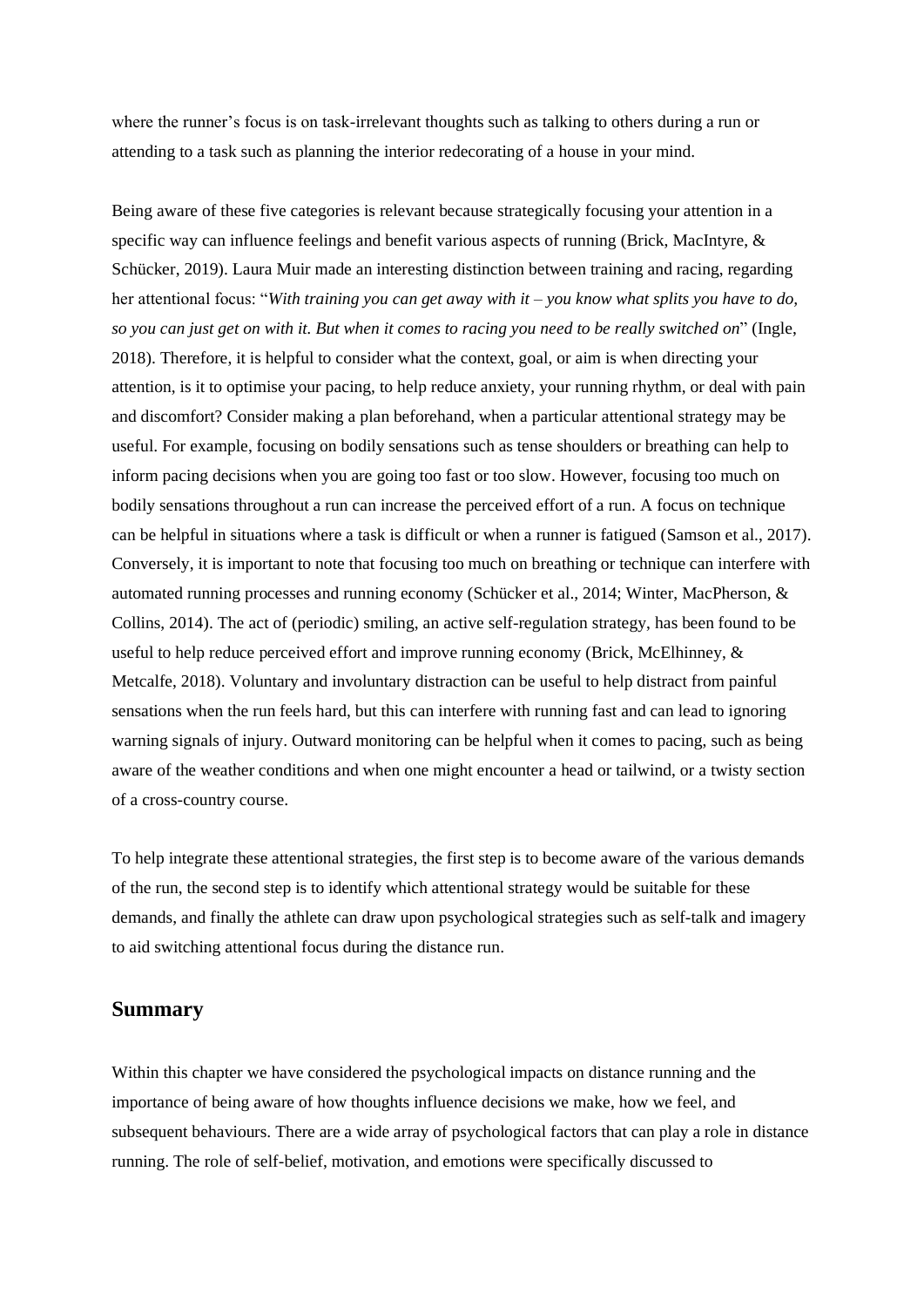where the runner's focus is on task-irrelevant thoughts such as talking to others during a run or attending to a task such as planning the interior redecorating of a house in your mind.

Being aware of these five categories is relevant because strategically focusing your attention in a specific way can influence feelings and benefit various aspects of running (Brick, MacIntyre, & Schücker, 2019). Laura Muir made an interesting distinction between training and racing, regarding her attentional focus: "*With training you can get away with it – you know what splits you have to do, so you can just get on with it. But when it comes to racing you need to be really switched on*" (Ingle, 2018). Therefore, it is helpful to consider what the context, goal, or aim is when directing your attention, is it to optimise your pacing, to help reduce anxiety, your running rhythm, or deal with pain and discomfort? Consider making a plan beforehand, when a particular attentional strategy may be useful. For example, focusing on bodily sensations such as tense shoulders or breathing can help to inform pacing decisions when you are going too fast or too slow. However, focusing too much on bodily sensations throughout a run can increase the perceived effort of a run. A focus on technique can be helpful in situations where a task is difficult or when a runner is fatigued (Samson et al., 2017). Conversely, it is important to note that focusing too much on breathing or technique can interfere with automated running processes and running economy (Schücker et al., 2014; Winter, MacPherson, & Collins, 2014). The act of (periodic) smiling, an active self-regulation strategy, has been found to be useful to help reduce perceived effort and improve running economy (Brick, McElhinney, & Metcalfe, 2018). Voluntary and involuntary distraction can be useful to help distract from painful sensations when the run feels hard, but this can interfere with running fast and can lead to ignoring warning signals of injury. Outward monitoring can be helpful when it comes to pacing, such as being aware of the weather conditions and when one might encounter a head or tailwind, or a twisty section of a cross-country course.

To help integrate these attentional strategies, the first step is to become aware of the various demands of the run, the second step is to identify which attentional strategy would be suitable for these demands, and finally the athlete can draw upon psychological strategies such as self-talk and imagery to aid switching attentional focus during the distance run.

## Summary

Within this chapter we have considered the psychological impacts on distance running and the importance of being aware of how thoughts influence decisions we make, how we feel, and subsequent behaviours. There are a wide array of psychological factors that can play a role in distance running. The role of self-belief, motivation, and emotions were specifically discussed to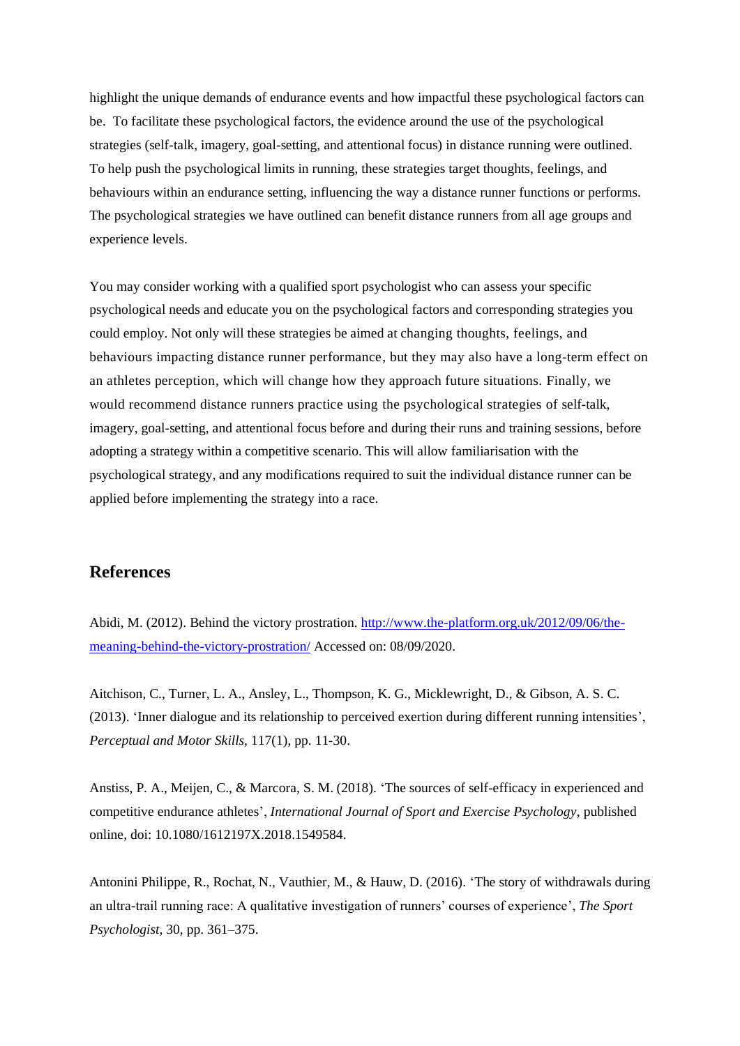highlight the unique demands of endurance events and how impactful these psychological factors can be. To facilitate these psychological factors, the evidence around the use of the psychological strategies (self-talk, imagery, goal-setting, and attentional focus) in distance running were outlined. To help push the psychological limits in running, these strategies target thoughts, feelings, and behaviours within an endurance setting, influencing the way a distance runner functions or performs. The psychological strategies we have outlined can benefit distance runners from all age groups and experience levels.

You may consider working with a qualified sport psychologist who can assess your specific psychological needs and educate you on the psychological factors and corresponding strategies you could employ. Not only will these strategies be aimed at changing thoughts, feelings, and behaviours impacting distance runner performance, but they may also have a long-term effect on an athletes perception, which will change how they approach future situations. Finally, we would recommend distance runners practice using the psychological strategies of self-talk, imagery, goal-setting, and attentional focus before and during their runs and training sessions, before adopting a strategy within a competitive scenario. This will allow familiarisation with the psychological strategy, and any modifications required to suit the individual distance runner can be applied before implementing the strategy into a race.

## References

Abidi, M. (2012). Behind the victory prostration. http://www.the-platform.org.uk/2012/09/06/the-meaning-behind-the-victory-prostration/ Accessed on: 08/09/2020.

Aitchison, C., Turner, L. A., Ansley, L., Thompson, K. G., Micklewright, D., & Gibson, A. S. C. (2013). 'Inner dialogue and its relationship to perceived exertion during different running intensities', *Perceptual and Motor Skills*, 117(1), pp. 11-30.

Anstiss, P. A., Meijen, C., & Marcora, S. M. (2018). 'The sources of self-efficacy in experienced and competitive endurance athletes', *International Journal of Sport and Exercise Psychology*, published online, doi: 10.1080/1612197X.2018.1549584.

Antonini Philippe, R., Rochat, N., Vauthier, M., & Hauw, D. (2016). 'The story of withdrawals during an ultra-trail running race: A qualitative investigation of runners' courses of experience', *The Sport Psychologist*, 30, pp. 361–375.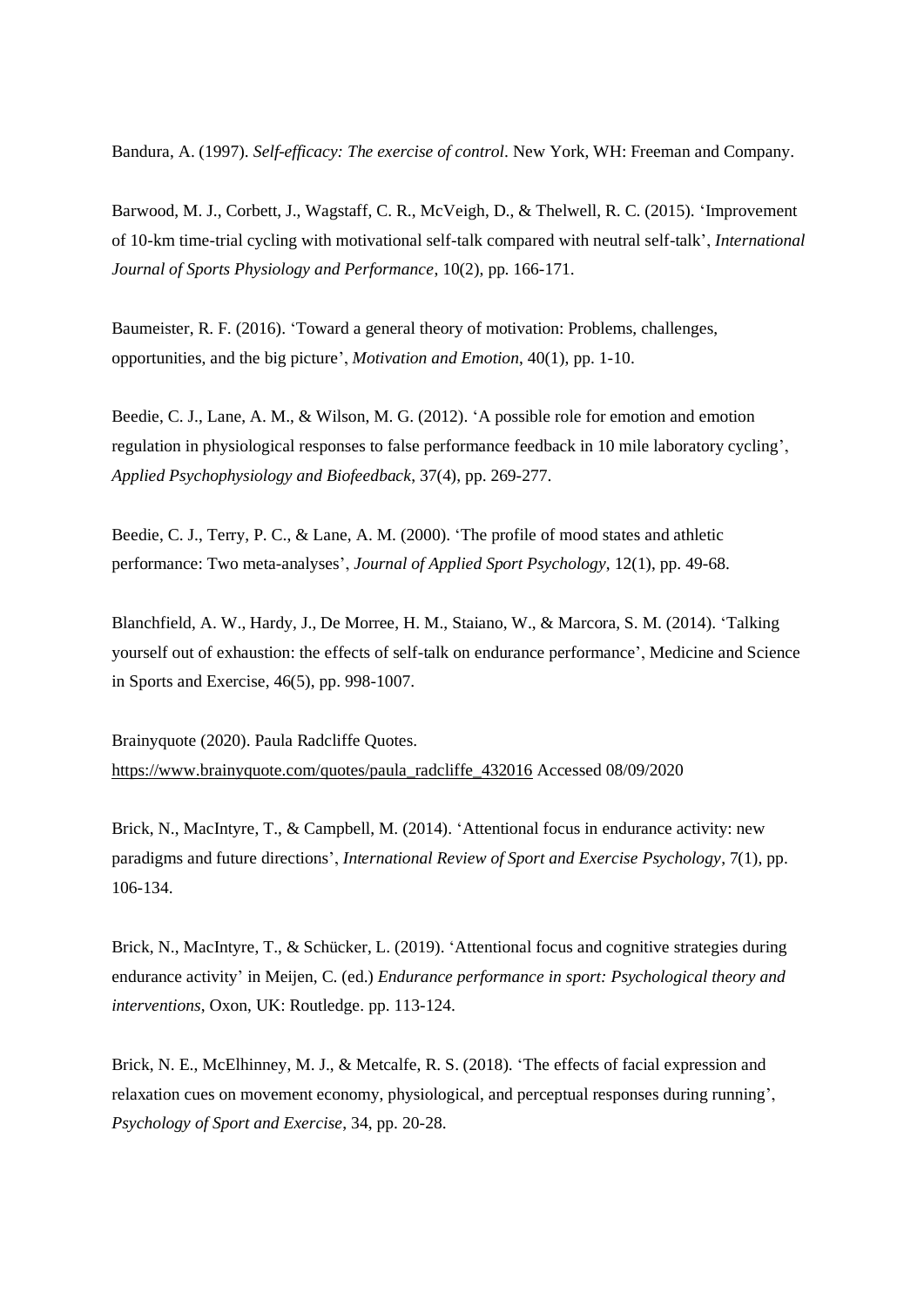Bandura, A. (1997). *Self-efficacy: The exercise of control*. New York, WH: Freeman and Company.

Barwood, M. J., Corbett, J., Wagstaff, C. R., McVeigh, D., & Thelwell, R. C. (2015). 'Improvement of 10-km time-trial cycling with motivational self-talk compared with neutral self-talk', *International Journal of Sports Physiology and Performance*, 10(2), pp. 166-171.

Baumeister, R. F. (2016). 'Toward a general theory of motivation: Problems, challenges, opportunities, and the big picture', *Motivation and Emotion*, 40(1), pp. 1-10.

Beedie, C. J., Lane, A. M., & Wilson, M. G. (2012). 'A possible role for emotion and emotion regulation in physiological responses to false performance feedback in 10 mile laboratory cycling', *Applied Psychophysiology and Biofeedback*, 37(4), pp. 269-277.

Beedie, C. J., Terry, P. C., & Lane, A. M. (2000). 'The profile of mood states and athletic performance: Two meta-analyses', *Journal of Applied Sport Psychology*, 12(1), pp. 49-68.

Blanchfield, A. W., Hardy, J., De Morree, H. M., Staiano, W., & Marcora, S. M. (2014). 'Talking yourself out of exhaustion: the effects of self-talk on endurance performance', Medicine and Science in Sports and Exercise, 46(5), pp. 998-1007.

Brainyquote (2020). Paula Radcliffe Quotes. https://www.brainyquote.com/quotes/paula_radcliffe_432016 Accessed 08/09/2020

Brick, N., MacIntyre, T., & Campbell, M. (2014). 'Attentional focus in endurance activity: new paradigms and future directions', *International Review of Sport and Exercise Psychology*, 7(1), pp. 106-134.

Brick, N., MacIntyre, T., & Schücker, L. (2019). 'Attentional focus and cognitive strategies during endurance activity' in Meijen, C. (ed.) *Endurance performance in sport: Psychological theory and interventions*, Oxon, UK: Routledge. pp. 113-124.

Brick, N. E., McElhinney, M. J., & Metcalfe, R. S. (2018). 'The effects of facial expression and relaxation cues on movement economy, physiological, and perceptual responses during running', *Psychology of Sport and Exercise*, 34, pp. 20-28.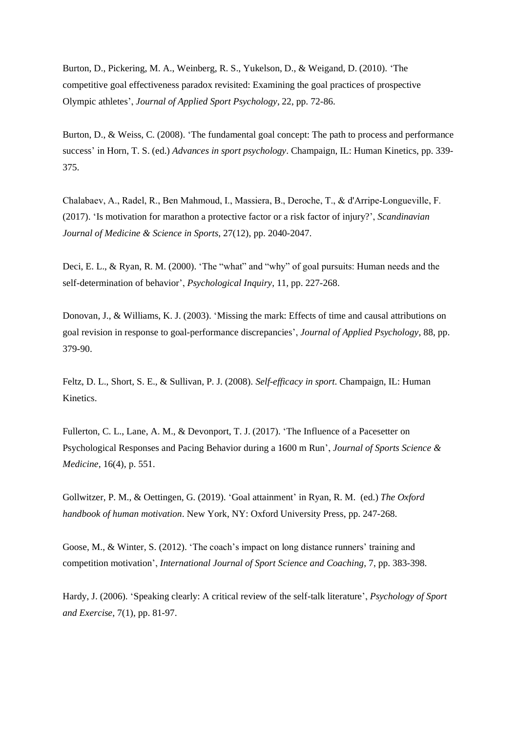Burton, D., Pickering, M. A., Weinberg, R. S., Yukelson, D., & Weigand, D. (2010). 'The competitive goal effectiveness paradox revisited: Examining the goal practices of prospective Olympic athletes', *Journal of Applied Sport Psychology*, 22, pp. 72-86.

Burton, D., & Weiss, C. (2008). 'The fundamental goal concept: The path to process and performance success' in Horn, T. S. (ed.) *Advances in sport psychology*. Champaign, IL: Human Kinetics, pp. 339-375.

Chalabaev, A., Radel, R., Ben Mahmoud, I., Massiera, B., Deroche, T., & d'Arripe-Longueville, F. (2017). 'Is motivation for marathon a protective factor or a risk factor of injury?', *Scandinavian Journal of Medicine & Science in Sports*, 27(12), pp. 2040-2047.

Deci, E. L., & Ryan, R. M. (2000). 'The "what" and "why" of goal pursuits: Human needs and the self-determination of behavior', *Psychological Inquiry*, 11, pp. 227-268.

Donovan, J., & Williams, K. J. (2003). 'Missing the mark: Effects of time and causal attributions on goal revision in response to goal-performance discrepancies', *Journal of Applied Psychology*, 88, pp. 379-90.

Feltz, D. L., Short, S. E., & Sullivan, P. J. (2008). *Self-efficacy in sport*. Champaign, IL: Human Kinetics.

Fullerton, C. L., Lane, A. M., & Devonport, T. J. (2017). 'The Influence of a Pacesetter on Psychological Responses and Pacing Behavior during a 1600 m Run', *Journal of Sports Science & Medicine*, 16(4), p. 551.

Gollwitzer, P. M., & Oettingen, G. (2019). 'Goal attainment' in Ryan, R. M. (ed.) *The Oxford handbook of human motivation*. New York, NY: Oxford University Press, pp. 247-268.

Goose, M., & Winter, S. (2012). 'The coach's impact on long distance runners' training and competition motivation', *International Journal of Sport Science and Coaching*, 7, pp. 383-398.

Hardy, J. (2006). 'Speaking clearly: A critical review of the self-talk literature', *Psychology of Sport and Exercise*, 7(1), pp. 81-97.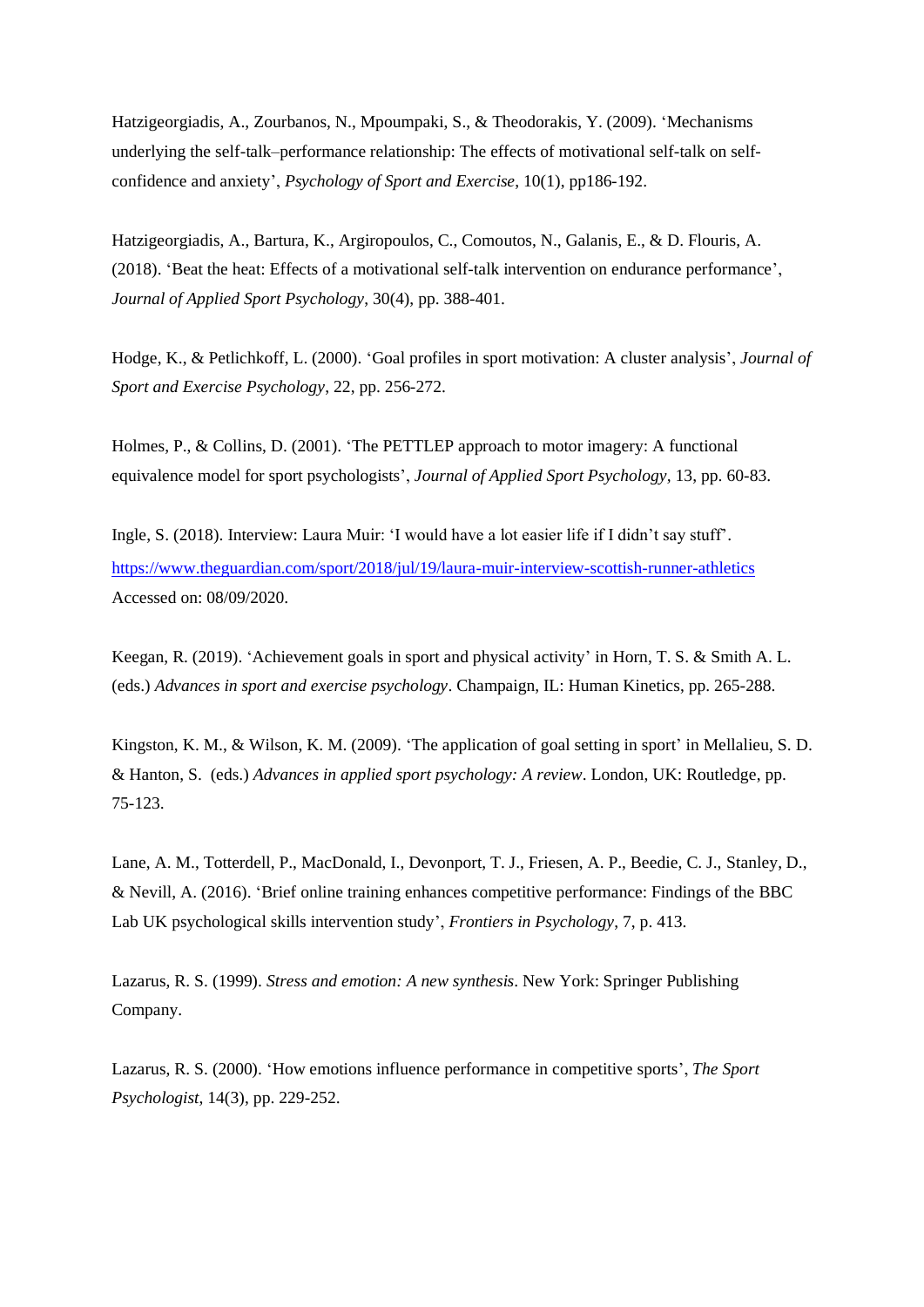Hatzigeorgiadis, A., Zourbanos, N., Mpoumpaki, S., & Theodorakis, Y. (2009). 'Mechanisms underlying the self-talk–performance relationship: The effects of motivational self-talk on self-confidence and anxiety', *Psychology of Sport and Exercise*, 10(1), pp186-192.

Hatzigeorgiadis, A., Bartura, K., Argiropoulos, C., Comoutos, N., Galanis, E., & D. Flouris, A. (2018). 'Beat the heat: Effects of a motivational self-talk intervention on endurance performance', *Journal of Applied Sport Psychology*, 30(4), pp. 388-401.

Hodge, K., & Petlichkoff, L. (2000). 'Goal profiles in sport motivation: A cluster analysis', *Journal of Sport and Exercise Psychology*, 22, pp. 256-272.

Holmes, P., & Collins, D. (2001). 'The PETTLEP approach to motor imagery: A functional equivalence model for sport psychologists', *Journal of Applied Sport Psychology*, 13, pp. 60-83.

Ingle, S. (2018). Interview: Laura Muir: 'I would have a lot easier life if I didn't say stuff'. https://www.theguardian.com/sport/2018/jul/19/laura-muir-interview-scottish-runner-athletics Accessed on: 08/09/2020.

Keegan, R. (2019). 'Achievement goals in sport and physical activity' in Horn, T. S. & Smith A. L. (eds.) *Advances in sport and exercise psychology*. Champaign, IL: Human Kinetics, pp. 265-288.

Kingston, K. M., & Wilson, K. M. (2009). 'The application of goal setting in sport' in Mellalieu, S. D. & Hanton, S. (eds.) *Advances in applied sport psychology: A review*. London, UK: Routledge, pp. 75-123.

Lane, A. M., Totterdell, P., MacDonald, I., Devonport, T. J., Friesen, A. P., Beedie, C. J., Stanley, D., & Nevill, A. (2016). 'Brief online training enhances competitive performance: Findings of the BBC Lab UK psychological skills intervention study', *Frontiers in Psychology*, 7, p. 413.

Lazarus, R. S. (1999). *Stress and emotion: A new synthesis*. New York: Springer Publishing Company.

Lazarus, R. S. (2000). 'How emotions influence performance in competitive sports', *The Sport Psychologist*, 14(3), pp. 229-252.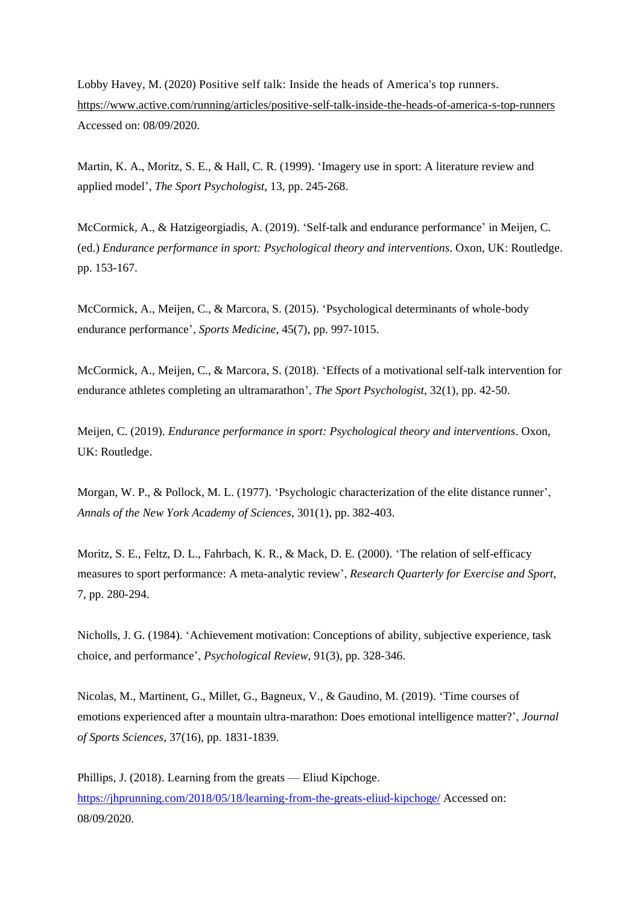Lobby Havey, M. (2020) Positive self talk: Inside the heads of America's top runners. https://www.active.com/running/articles/positive-self-talk-inside-the-heads-of-america-s-top-runners Accessed on: 08/09/2020.

Martin, K. A., Moritz, S. E., & Hall, C. R. (1999). 'Imagery use in sport: A literature review and applied model', *The Sport Psychologist,* 13, pp. 245-268.

McCormick, A., & Hatzigeorgiadis, A. (2019). 'Self-talk and endurance performance' in Meijen, C. (ed.) *Endurance performance in sport: Psychological theory and interventions*. Oxon, UK: Routledge. pp. 153-167.

McCormick, A., Meijen, C., & Marcora, S. (2015). 'Psychological determinants of whole-body endurance performance', *Sports Medicine*, 45(7), pp. 997-1015.

McCormick, A., Meijen, C., & Marcora, S. (2018). 'Effects of a motivational self-talk intervention for endurance athletes completing an ultramarathon', *The Sport Psychologist*, 32(1), pp. 42-50.

Meijen, C. (2019). *Endurance performance in sport: Psychological theory and interventions*. Oxon, UK: Routledge.

Morgan, W. P., & Pollock, M. L. (1977). 'Psychologic characterization of the elite distance runner', *Annals of the New York Academy of Sciences*, 301(1), pp. 382-403.

Moritz, S. E., Feltz, D. L., Fahrbach, K. R., & Mack, D. E. (2000). 'The relation of self-efficacy measures to sport performance: A meta-analytic review', *Research Quarterly for Exercise and Sport*, 7, pp. 280-294.

Nicholls, J. G. (1984). 'Achievement motivation: Conceptions of ability, subjective experience, task choice, and performance', *Psychological Review*, 91(3), pp. 328-346.

Nicolas, M., Martinent, G., Millet, G., Bagneux, V., & Gaudino, M. (2019). 'Time courses of emotions experienced after a mountain ultra-marathon: Does emotional intelligence matter?', *Journal of Sports Sciences*, 37(16), pp. 1831-1839.

Phillips, J. (2018). Learning from the greats — Eliud Kipchoge. https://jhprunning.com/2018/05/18/learning-from-the-greats-eliud-kipchoge/ Accessed on: 08/09/2020.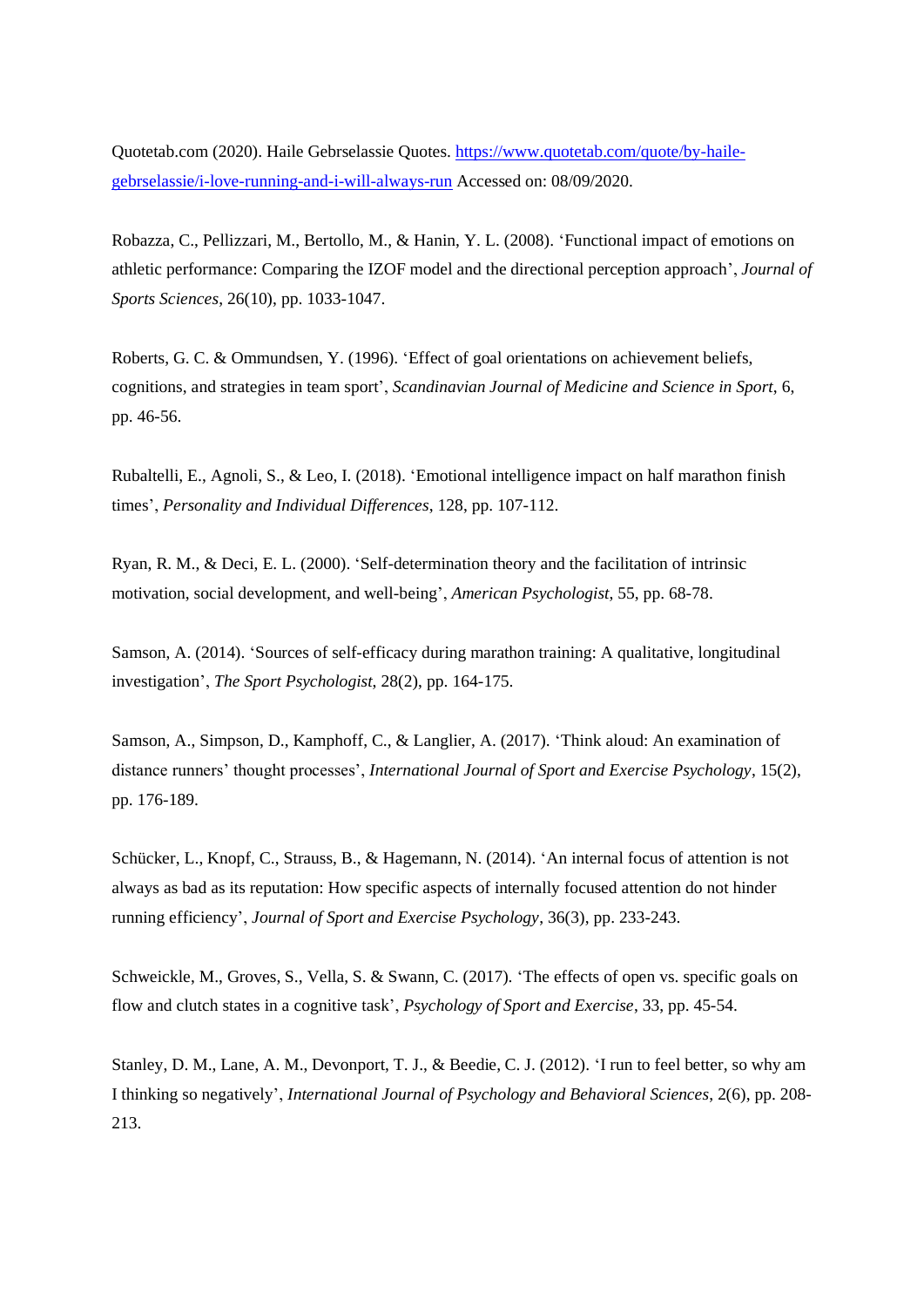Quotetab.com (2020). Haile Gebrselassie Quotes. [https://www.quotetab.com/quote/by-haile-gebrselassie/i-love-running-and-i-will-always-run](https://www.quotetab.com/quote/by-haile-gebrselassie/i-love-running-and-i-will-always-run) Accessed on: 08/09/2020.

Robazza, C., Pellizzari, M., Bertollo, M., & Hanin, Y. L. (2008). 'Functional impact of emotions on athletic performance: Comparing the IZOF model and the directional perception approach', *Journal of Sports Sciences*, 26(10), pp. 1033-1047.

Roberts, G. C. & Ommundsen, Y. (1996). 'Effect of goal orientations on achievement beliefs, cognitions, and strategies in team sport', *Scandinavian Journal of Medicine and Science in Sport*, 6, pp. 46-56.

Rubaltelli, E., Agnoli, S., & Leo, I. (2018). 'Emotional intelligence impact on half marathon finish times', *Personality and Individual Differences*, 128, pp. 107-112.

Ryan, R. M., & Deci, E. L. (2000). 'Self-determination theory and the facilitation of intrinsic motivation, social development, and well-being', *American Psychologist*, 55, pp. 68-78.

Samson, A. (2014). 'Sources of self-efficacy during marathon training: A qualitative, longitudinal investigation', *The Sport Psychologist*, 28(2), pp. 164-175.

Samson, A., Simpson, D., Kamphoff, C., & Langlier, A. (2017). 'Think aloud: An examination of distance runners' thought processes', *International Journal of Sport and Exercise Psychology*, 15(2), pp. 176-189.

Schücker, L., Knopf, C., Strauss, B., & Hagemann, N. (2014). 'An internal focus of attention is not always as bad as its reputation: How specific aspects of internally focused attention do not hinder running efficiency', *Journal of Sport and Exercise Psychology*, 36(3), pp. 233-243.

Schweickle, M., Groves, S., Vella, S. & Swann, C. (2017). 'The effects of open vs. specific goals on flow and clutch states in a cognitive task', *Psychology of Sport and Exercise*, 33, pp. 45-54.

Stanley, D. M., Lane, A. M., Devonport, T. J., & Beedie, C. J. (2012). 'I run to feel better, so why am I thinking so negatively', *International Journal of Psychology and Behavioral Sciences*, 2(6), pp. 208-213.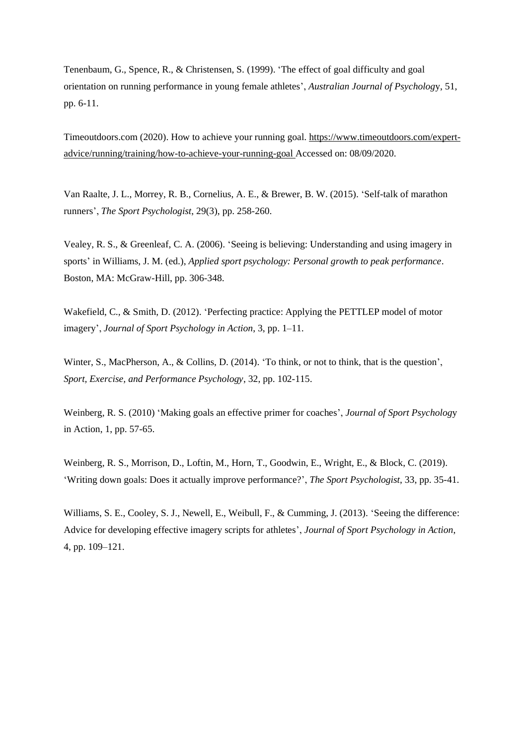Tenenbaum, G., Spence, R., & Christensen, S. (1999). 'The effect of goal difficulty and goal orientation on running performance in young female athletes', *Australian Journal of Psychology*, 51, pp. 6-11.

Timeoutdoors.com (2020). How to achieve your running goal. https://www.timeoutdoors.com/expert-advice/running/training/how-to-achieve-your-running-goal Accessed on: 08/09/2020.

Van Raalte, J. L., Morrey, R. B., Cornelius, A. E., & Brewer, B. W. (2015). 'Self-talk of marathon runners', *The Sport Psychologist*, 29(3), pp. 258-260.

Vealey, R. S., & Greenleaf, C. A. (2006). 'Seeing is believing: Understanding and using imagery in sports' in Williams, J. M. (ed.), *Applied sport psychology: Personal growth to peak performance*. Boston, MA: McGraw-Hill, pp. 306-348.

Wakefield, C., & Smith, D. (2012). 'Perfecting practice: Applying the PETTLEP model of motor imagery', *Journal of Sport Psychology in Action*, 3, pp. 1–11.

Winter, S., MacPherson, A., & Collins, D. (2014). 'To think, or not to think, that is the question', *Sport, Exercise, and Performance Psychology*, 32, pp. 102-115.

Weinberg, R. S. (2010) 'Making goals an effective primer for coaches', *Journal of Sport Psychology* in Action, 1, pp. 57-65.

Weinberg, R. S., Morrison, D., Loftin, M., Horn, T., Goodwin, E., Wright, E., & Block, C. (2019). 'Writing down goals: Does it actually improve performance?', *The Sport Psychologist*, 33, pp. 35-41.

Williams, S. E., Cooley, S. J., Newell, E., Weibull, F., & Cumming, J. (2013). 'Seeing the difference: Advice for developing effective imagery scripts for athletes', *Journal of Sport Psychology in Action*, 4, pp. 109–121.